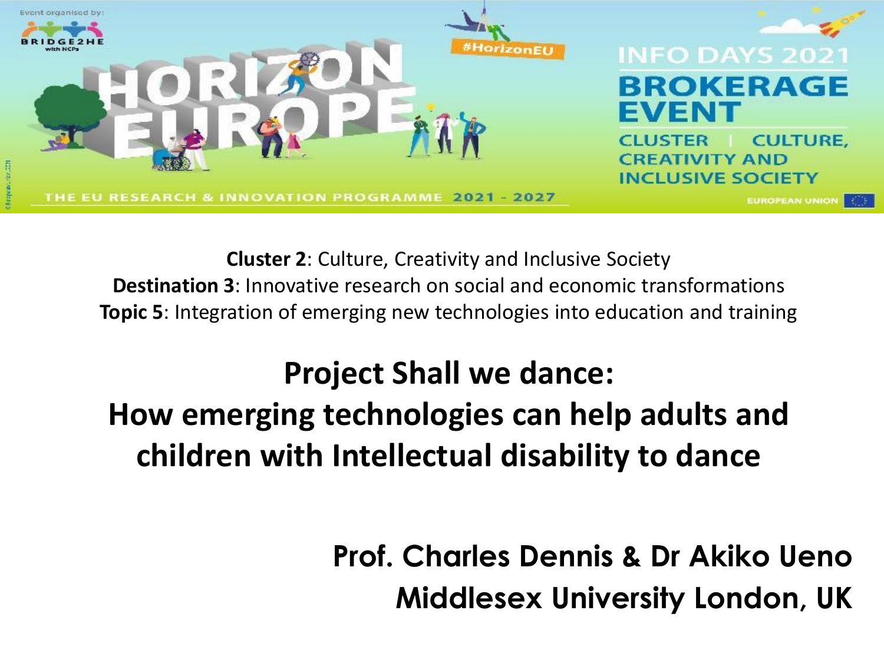Event organised by: BRIDGE2HE with NCPs

HORIZON EUROPE

#HorizonEU

THE EU RESEARCH & INNOVATION PROGRAMME 2021 - 2027

INFO DAYS 2021

BROKERAGE EVENT

CLUSTER | CULTURE, CREATIVITY AND INCLUSIVE SOCIETY

EUROPEAN UNION

**Cluster 2**: Culture, Creativity and Inclusive Society
**Destination 3**: Innovative research on social and economic transformations
**Topic 5**: Integration of emerging new technologies into education and training

# Project Shall we dance: How emerging technologies can help adults and children with Intellectual disability to dance

**Prof. Charles Dennis & Dr Akiko Ueno**
**Middlesex University London, UK**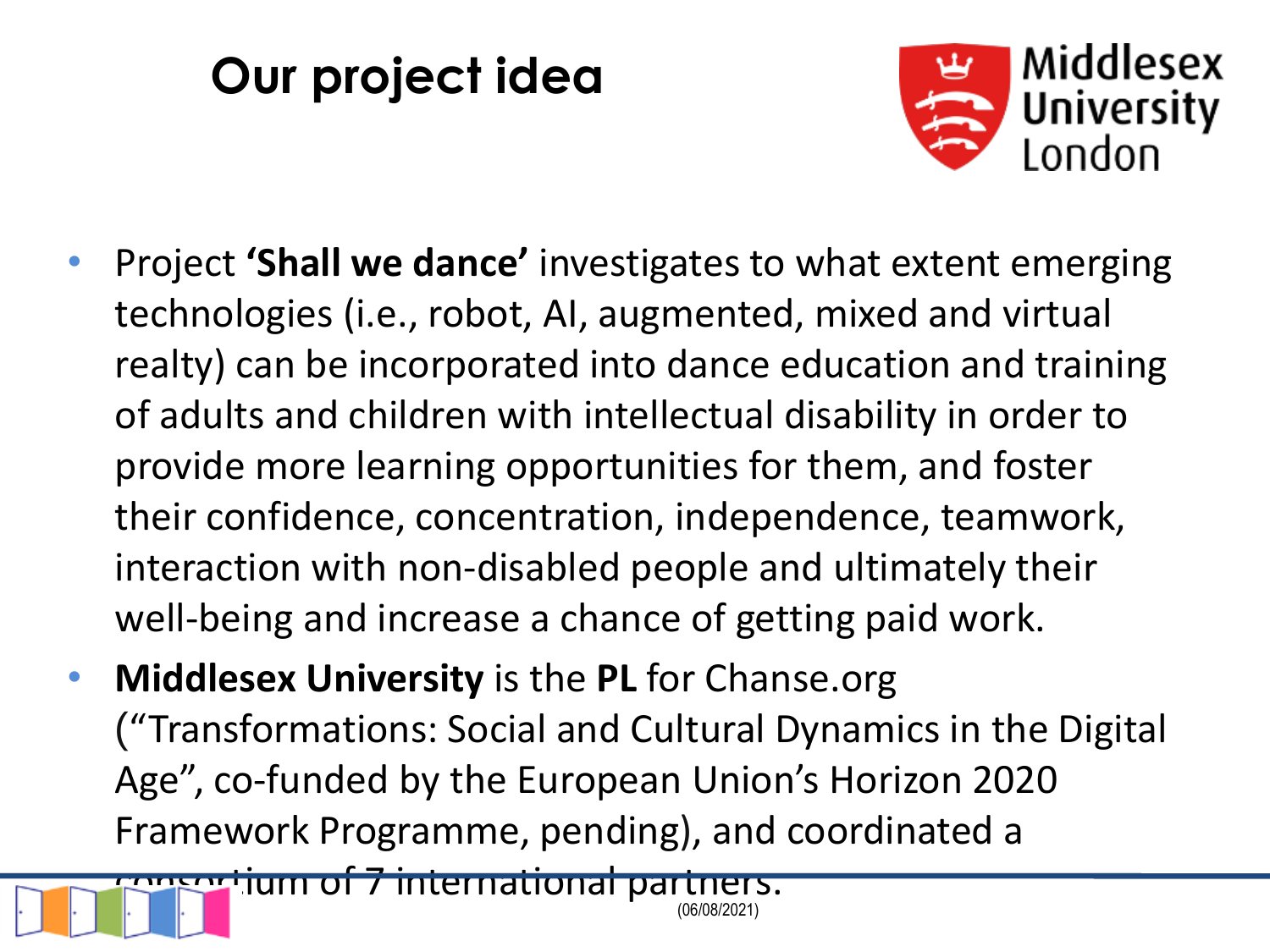# Our project idea

Middlesex University London

- Project **'Shall we dance'** investigates to what extent emerging technologies (i.e., robot, AI, augmented, mixed and virtual realty) can be incorporated into dance education and training of adults and children with intellectual disability in order to provide more learning opportunities for them, and foster their confidence, concentration, independence, teamwork, interaction with non-disabled people and ultimately their well-being and increase a chance of getting paid work.
- **Middlesex University** is the **PL** for Chanse.org ("Transformations: Social and Cultural Dynamics in the Digital Age", co-funded by the European Union's Horizon 2020 Framework Programme, pending), and coordinated a consortium of 7 international partners.

(06/08/2021)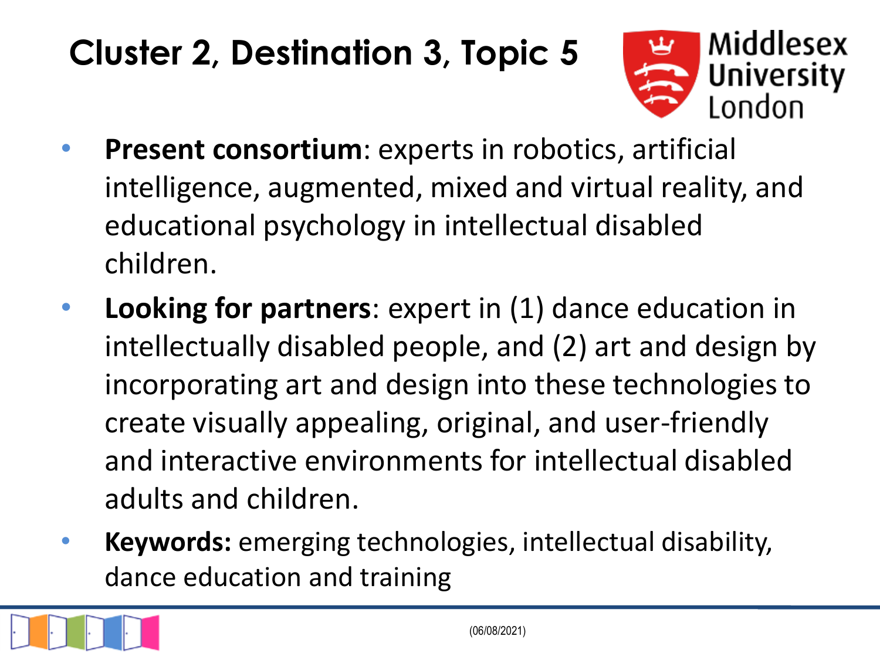# Cluster 2, Destination 3, Topic 5

Middlesex University London

- **Present consortium**: experts in robotics, artificial intelligence, augmented, mixed and virtual reality, and educational psychology in intellectual disabled children.
- **Looking for partners**: expert in (1) dance education in intellectually disabled people, and (2) art and design by incorporating art and design into these technologies to create visually appealing, original, and user-friendly and interactive environments for intellectual disabled adults and children.
- **Keywords:** emerging technologies, intellectual disability, dance education and training

(06/08/2021)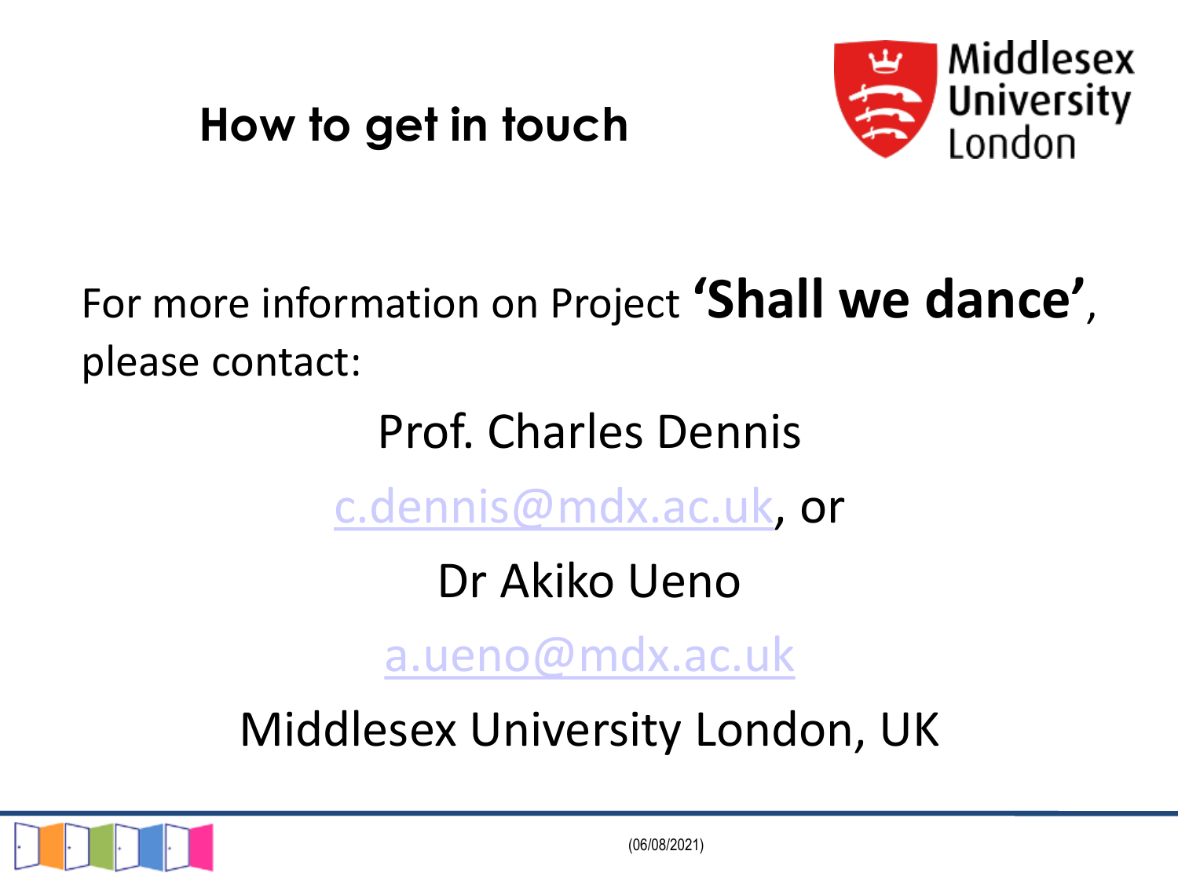## How to get in touch

For more information on Project **'Shall we dance'**, please contact:

Prof. Charles Dennis

c.dennis@mdx.ac.uk, or

Dr Akiko Ueno

a.ueno@mdx.ac.uk

Middlesex University London, UK

(06/08/2021)